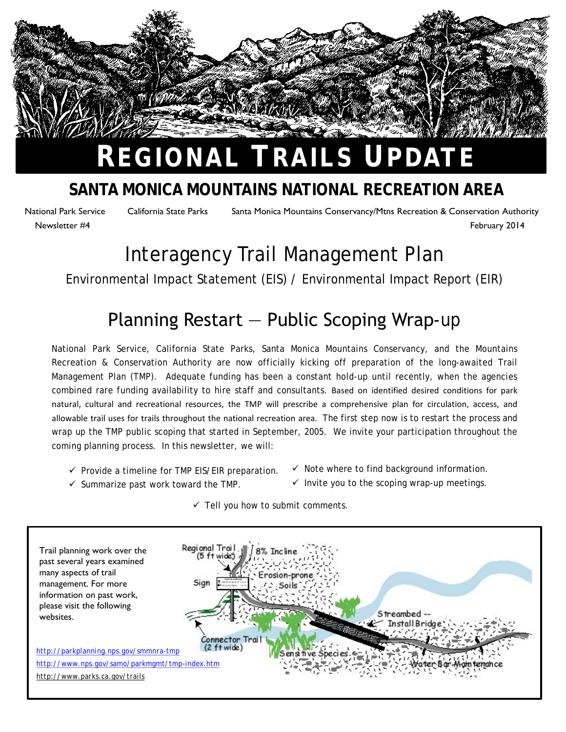# REGIONAL TRAILS UPDATE

## SANTA MONICA MOUNTAINS NATIONAL RECREATION AREA

National Park Service California State Parks Santa Monica Mountains Conservancy/Mtns Recreation & Conservation Authority

Newsletter #4 February 2014

# Interagency Trail Management Plan

Environmental Impact Statement (EIS) / Environmental Impact Report (EIR)

## Planning Restart — Public Scoping Wrap-up

National Park Service, California State Parks, Santa Monica Mountains Conservancy, and the Mountains Recreation & Conservation Authority are now officially kicking off preparation of the long-awaited Trail Management Plan (TMP). Adequate funding has been a constant hold-up until recently, when the agencies combined rare funding availability to hire staff and consultants. Based on identified desired conditions for park natural, cultural and recreational resources, the TMP will prescribe a comprehensive plan for circulation, access, and allowable trail uses for trails throughout the national recreation area. The first step now is to restart the process and wrap up the TMP public scoping that started in September, 2005. We invite your participation throughout the coming planning process. In this newsletter, we will:

- ✓ Provide a timeline for TMP EIS/EIR preparation.
- ✓ Summarize past work toward the TMP.
- ✓ Note where to find background information.
- ✓ Invite you to the scoping wrap-up meetings.
- ✓ Tell you how to submit comments.

Trail planning work over the past several years examined many aspects of trail management. For more information on past work, please visit the following websites.

http://parkplanning.nps.gov/smmnra-tmp
http://www.nps.gov/samo/parkmgmt/tmp-index.htm
http://www.parks.ca.gov/trails

Regional Trail (5 ft wide) | 8% Incline | Erosion-prone Soils | Sign | Streambed -- Install Bridge | Connector Trail (2 ft wide) | Sensitive Species | Water Bar Maintenance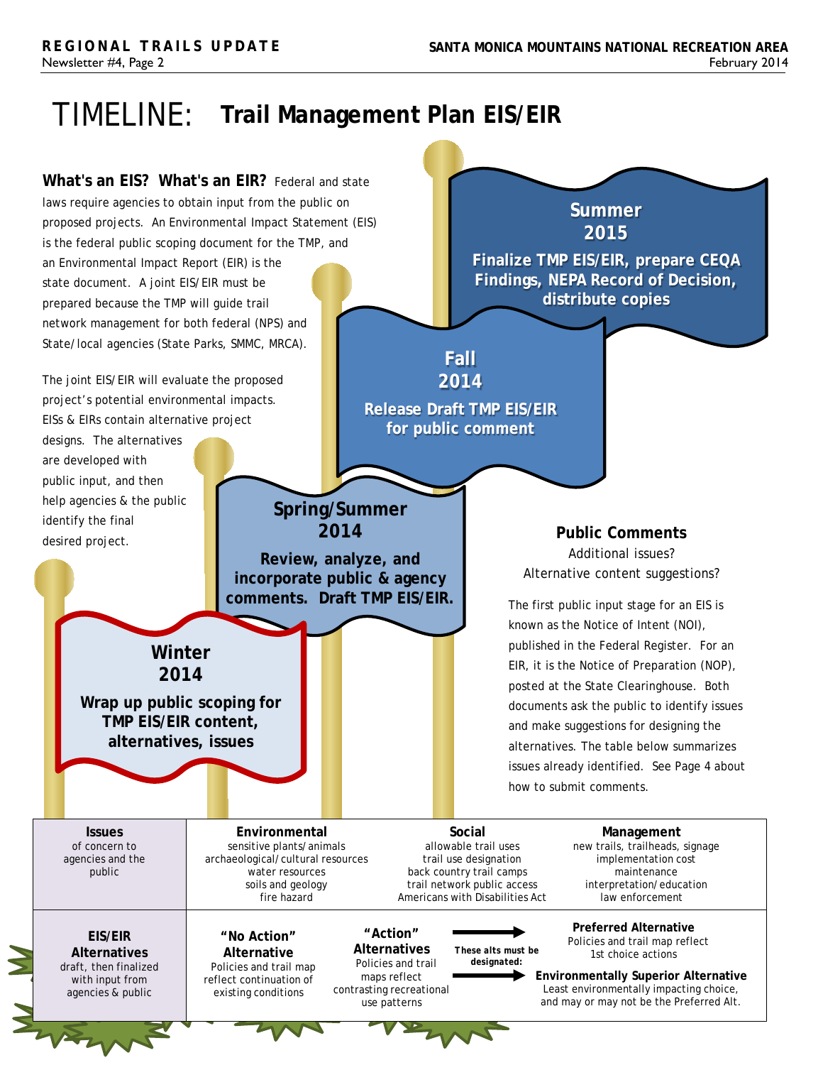# TIMELINE: Trail Management Plan EIS/EIR

**What's an EIS? What's an EIR?** Federal and state laws require agencies to obtain input from the public on proposed projects. An Environmental Impact Statement (EIS) is the federal public scoping document for the TMP, and an Environmental Impact Report (EIR) is the state document. A joint EIS/EIR must be prepared because the TMP will guide trail network management for both federal (NPS) and State/local agencies (State Parks, SMMC, MRCA).

The joint EIS/EIR will evaluate the proposed project's potential environmental impacts. EISs & EIRs contain alternative project designs. The alternatives are developed with public input, and then help agencies & the public identify the final desired project.

**Summer 2015**
Finalize TMP EIS/EIR, prepare CEQA Findings, NEPA Record of Decision, distribute copies

**Fall 2014**
Release Draft TMP EIS/EIR for public comment

**Spring/Summer 2014**
Review, analyze, and incorporate public & agency comments. Draft TMP EIS/EIR.

**Winter 2014**
Wrap up public scoping for TMP EIS/EIR content, alternatives, issues

### Public Comments

Additional issues?
Alternative content suggestions?

The first public input stage for an EIS is known as the Notice of Intent (NOI), published in the Federal Register. For an EIR, it is the Notice of Preparation (NOP), posted at the State Clearinghouse. Both documents ask the public to identify issues and make suggestions for designing the alternatives. The table below summarizes issues already identified. See Page 4 about how to submit comments.

| **Issues** of concern to agencies and the public | **Environmental** sensitive plants/animals, archaeological/cultural resources, water resources, soils and geology, fire hazard | **Social** allowable trail uses, trail use designation, back country trail camps, trail network public access, Americans with Disabilities Act | **Management** new trails, trailheads, signage, implementation cost, maintenance, interpretation/education, law enforcement |
|---|---|---|---|
| **EIS/EIR Alternatives** draft, then finalized with input from agencies & public | **"No Action" Alternative** Policies and trail map reflect continuation of existing conditions | **"Action" Alternatives** Policies and trail maps reflect contrasting recreational use patterns → These alts must be designated: | **Preferred Alternative** Policies and trail map reflect 1st choice actions; **Environmentally Superior Alternative** Least environmentally impacting choice, and may or may not be the Preferred Alt. |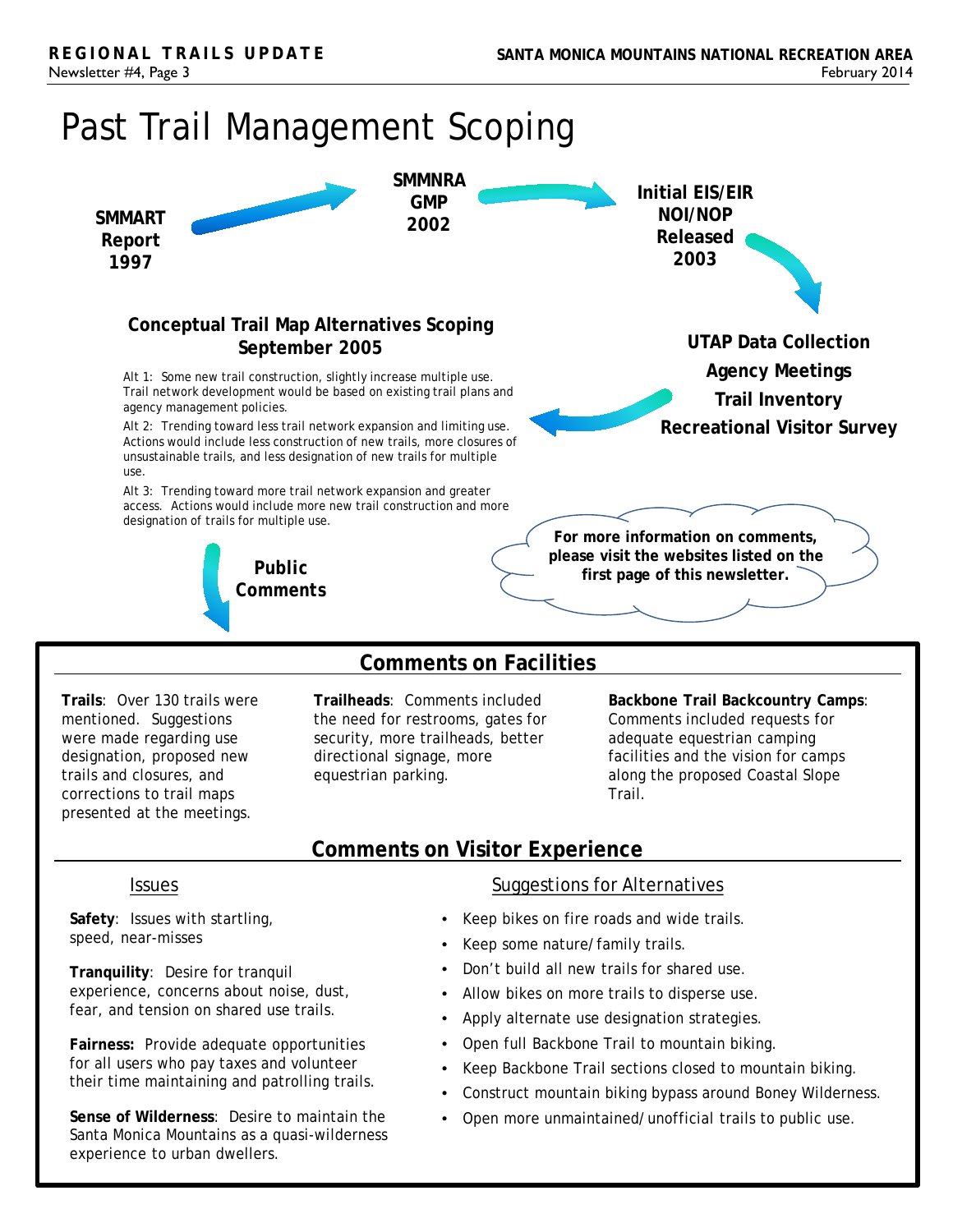# Past Trail Management Scoping

**SMMART Report 1997**

**SMMNRA GMP 2002**

**Initial EIS/EIR NOI/NOP Released 2003**

**UTAP Data Collection**

**Agency Meetings**

**Trail Inventory**

**Recreational Visitor Survey**

### Conceptual Trail Map Alternatives Scoping September 2005

Alt 1: Some new trail construction, slightly increase multiple use. Trail network development would be based on existing trail plans and agency management policies.

Alt 2: Trending toward less trail network expansion and limiting use. Actions would include less construction of new trails, more closures of unsustainable trails, and less designation of new trails for multiple use.

Alt 3: Trending toward more trail network expansion and greater access. Actions would include more new trail construction and more designation of trails for multiple use.

**Public Comments**

**For more information on comments, please visit the websites listed on the first page of this newsletter.**

## Comments on Facilities

**Trails**: Over 130 trails were mentioned. Suggestions were made regarding use designation, proposed new trails and closures, and corrections to trail maps presented at the meetings.

**Trailheads**: Comments included the need for restrooms, gates for security, more trailheads, better directional signage, more equestrian parking.

**Backbone Trail Backcountry Camps**: Comments included requests for adequate equestrian camping facilities and the vision for camps along the proposed Coastal Slope Trail.

## Comments on Visitor Experience

### Issues

**Safety**: Issues with startling, speed, near-misses

**Tranquility**: Desire for tranquil experience, concerns about noise, dust, fear, and tension on shared use trails.

**Fairness:** Provide adequate opportunities for all users who pay taxes and volunteer their time maintaining and patrolling trails.

**Sense of Wilderness**: Desire to maintain the Santa Monica Mountains as a quasi-wilderness experience to urban dwellers.

### Suggestions for Alternatives

- Keep bikes on fire roads and wide trails.
- Keep some nature/family trails.
- Don't build all new trails for shared use.
- Allow bikes on more trails to disperse use.
- Apply alternate use designation strategies.
- Open full Backbone Trail to mountain biking.
- Keep Backbone Trail sections closed to mountain biking.
- Construct mountain biking bypass around Boney Wilderness.
- Open more unmaintained/unofficial trails to public use.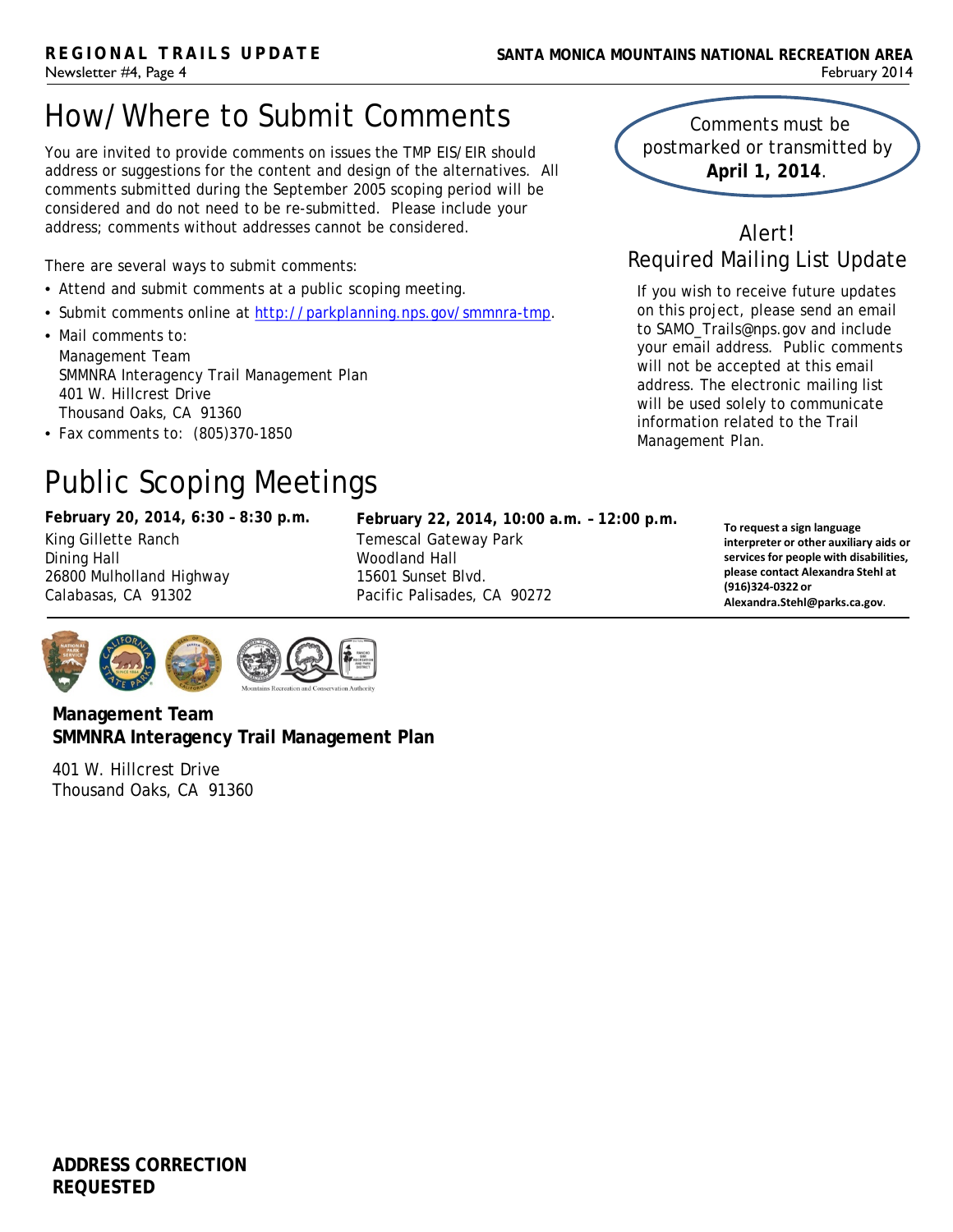# How/Where to Submit Comments

You are invited to provide comments on issues the TMP EIS/EIR should address or suggestions for the content and design of the alternatives. All comments submitted during the September 2005 scoping period will be considered and do not need to be re-submitted. Please include your address; comments without addresses cannot be considered.

There are several ways to submit comments:

- Attend and submit comments at a public scoping meeting.
- Submit comments online at http://parkplanning.nps.gov/smmnra-tmp.
- Mail comments to:
  Management Team
  SMMNRA Interagency Trail Management Plan
  401 W. Hillcrest Drive
  Thousand Oaks, CA 91360
- Fax comments to: (805)370-1850

Comments must be postmarked or transmitted by **April 1, 2014**.

## Alert!
## Required Mailing List Update

If you wish to receive future updates on this project, please send an email to SAMO_Trails@nps.gov and include your email address. Public comments will not be accepted at this email address. The electronic mailing list will be used solely to communicate information related to the Trail Management Plan.

# Public Scoping Meetings

**February 20, 2014, 6:30 – 8:30 p.m.**
King Gillette Ranch
Dining Hall
26800 Mulholland Highway
Calabasas, CA 91302

**February 22, 2014, 10:00 a.m. – 12:00 p.m.**
Temescal Gateway Park
Woodland Hall
15601 Sunset Blvd.
Pacific Palisades, CA 90272

**To request a sign language interpreter or other auxiliary aids or services for people with disabilities, please contact Alexandra Stehl at (916)324-0322 or Alexandra.Stehl@parks.ca.gov**.

Mountains Recreation and Conservation Authority

**Management Team**
**SMMNRA Interagency Trail Management Plan**

401 W. Hillcrest Drive
Thousand Oaks, CA 91360

**ADDRESS CORRECTION REQUESTED**